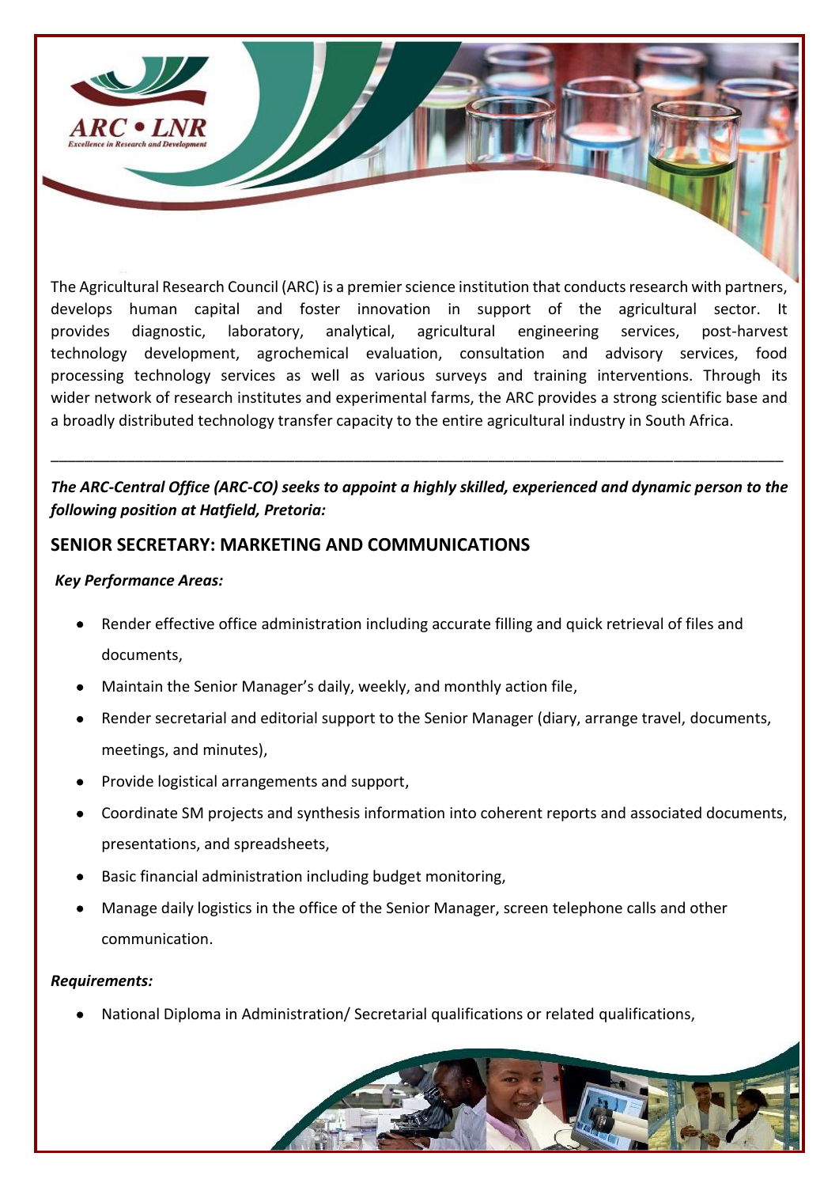ARC • LNR

Excellence in Research and Development

The Agricultural Research Council (ARC) is a premier science institution that conducts research with partners, develops human capital and foster innovation in support of the agricultural sector. It provides diagnostic, laboratory, analytical, agricultural engineering services, post-harvest technology development, agrochemical evaluation, consultation and advisory services, food processing technology services as well as various surveys and training interventions. Through its wider network of research institutes and experimental farms, the ARC provides a strong scientific base and a broadly distributed technology transfer capacity to the entire agricultural industry in South Africa.

---

***The ARC-Central Office (ARC-CO) seeks to appoint a highly skilled, experienced and dynamic person to the following position at Hatfield, Pretoria:***

## SENIOR SECRETARY: MARKETING AND COMMUNICATIONS

***Key Performance Areas:***

- Render effective office administration including accurate filling and quick retrieval of files and documents,
- Maintain the Senior Manager's daily, weekly, and monthly action file,
- Render secretarial and editorial support to the Senior Manager (diary, arrange travel, documents, meetings, and minutes),
- Provide logistical arrangements and support,
- Coordinate SM projects and synthesis information into coherent reports and associated documents, presentations, and spreadsheets,
- Basic financial administration including budget monitoring,
- Manage daily logistics in the office of the Senior Manager, screen telephone calls and other communication.

***Requirements:***

- National Diploma in Administration/ Secretarial qualifications or related qualifications,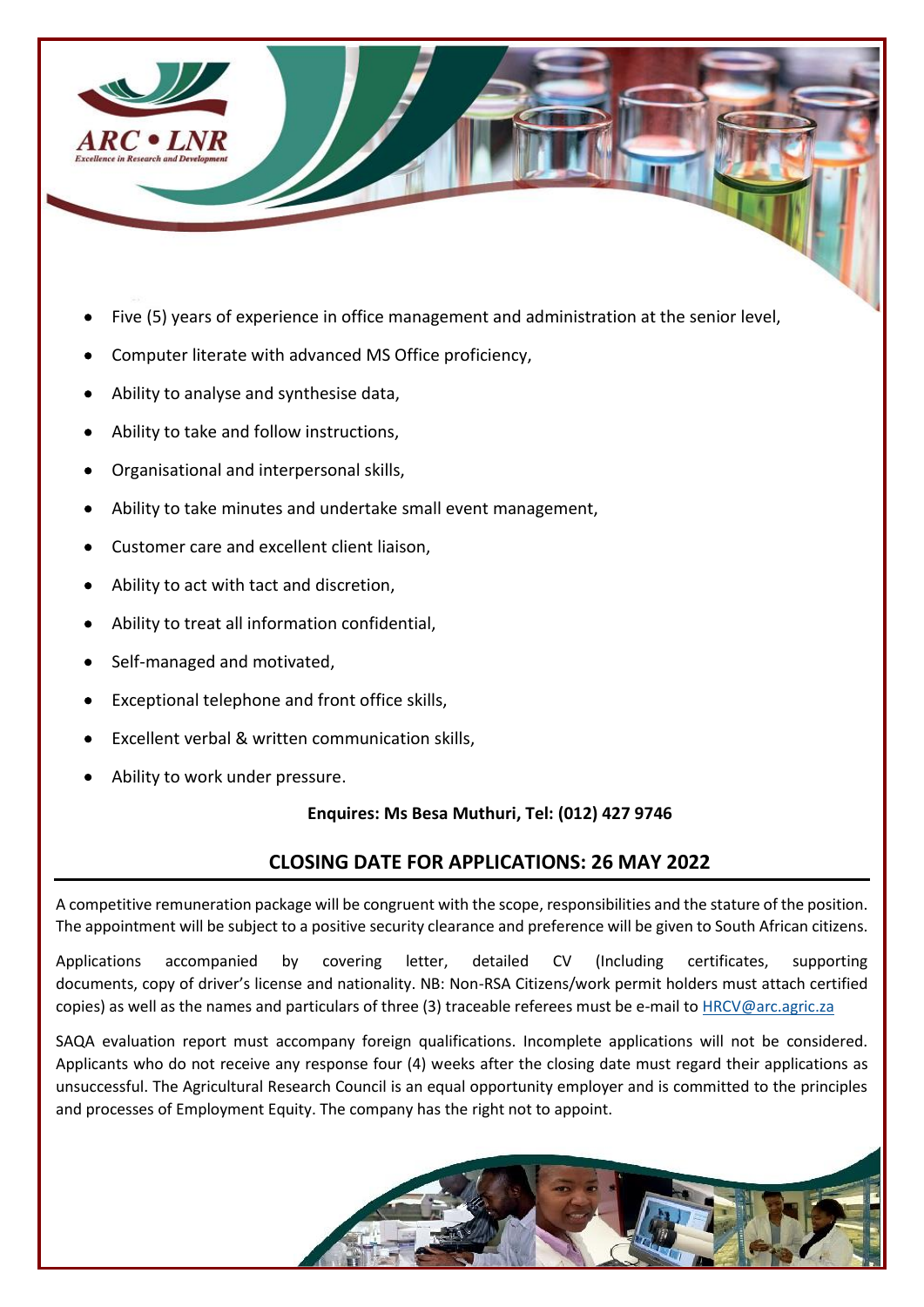- Five (5) years of experience in office management and administration at the senior level,
- Computer literate with advanced MS Office proficiency,
- Ability to analyse and synthesise data,
- Ability to take and follow instructions,
- Organisational and interpersonal skills,
- Ability to take minutes and undertake small event management,
- Customer care and excellent client liaison,
- Ability to act with tact and discretion,
- Ability to treat all information confidential,
- Self-managed and motivated,
- Exceptional telephone and front office skills,
- Excellent verbal & written communication skills,
- Ability to work under pressure.

**Enquires: Ms Besa Muthuri, Tel: (012) 427 9746**

## CLOSING DATE FOR APPLICATIONS: 26 MAY 2022

A competitive remuneration package will be congruent with the scope, responsibilities and the stature of the position. The appointment will be subject to a positive security clearance and preference will be given to South African citizens.

Applications accompanied by covering letter, detailed CV (Including certificates, supporting documents, copy of driver's license and nationality. NB: Non-RSA Citizens/work permit holders must attach certified copies) as well as the names and particulars of three (3) traceable referees must be e-mail to HRCV@arc.agric.za

SAQA evaluation report must accompany foreign qualifications. Incomplete applications will not be considered. Applicants who do not receive any response four (4) weeks after the closing date must regard their applications as unsuccessful. The Agricultural Research Council is an equal opportunity employer and is committed to the principles and processes of Employment Equity. The company has the right not to appoint.